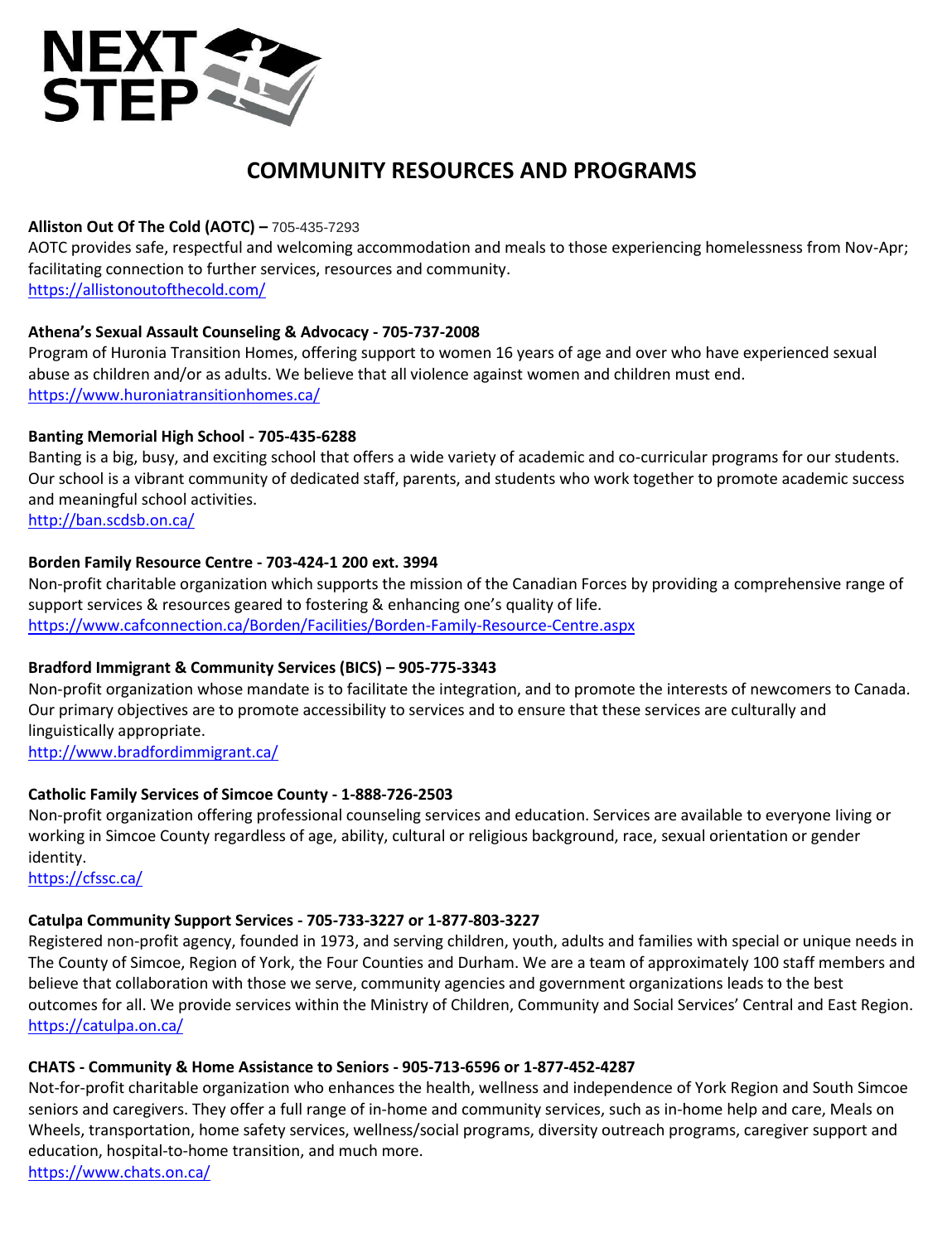NEXT STEP

# COMMUNITY RESOURCES AND PROGRAMS

**Alliston Out Of The Cold (AOTC) –** 705-435-7293
AOTC provides safe, respectful and welcoming accommodation and meals to those experiencing homelessness from Nov-Apr; facilitating connection to further services, resources and community.
https://allistonoutofthecold.com/

**Athena's Sexual Assault Counseling & Advocacy - 705-737-2008**
Program of Huronia Transition Homes, offering support to women 16 years of age and over who have experienced sexual abuse as children and/or as adults. We believe that all violence against women and children must end.
https://www.huroniatransitionhomes.ca/

**Banting Memorial High School - 705-435-6288**
Banting is a big, busy, and exciting school that offers a wide variety of academic and co-curricular programs for our students. Our school is a vibrant community of dedicated staff, parents, and students who work together to promote academic success and meaningful school activities.
http://ban.scdsb.on.ca/

**Borden Family Resource Centre - 703-424-1 200 ext. 3994**
Non-profit charitable organization which supports the mission of the Canadian Forces by providing a comprehensive range of support services & resources geared to fostering & enhancing one's quality of life.
https://www.cafconnection.ca/Borden/Facilities/Borden-Family-Resource-Centre.aspx

**Bradford Immigrant & Community Services (BICS) – 905-775-3343**
Non-profit organization whose mandate is to facilitate the integration, and to promote the interests of newcomers to Canada. Our primary objectives are to promote accessibility to services and to ensure that these services are culturally and linguistically appropriate.
http://www.bradfordimmigrant.ca/

**Catholic Family Services of Simcoe County - 1-888-726-2503**
Non-profit organization offering professional counseling services and education. Services are available to everyone living or working in Simcoe County regardless of age, ability, cultural or religious background, race, sexual orientation or gender identity.
https://cfssc.ca/

**Catulpa Community Support Services - 705-733-3227 or 1-877-803-3227**
Registered non-profit agency, founded in 1973, and serving children, youth, adults and families with special or unique needs in The County of Simcoe, Region of York, the Four Counties and Durham. We are a team of approximately 100 staff members and believe that collaboration with those we serve, community agencies and government organizations leads to the best outcomes for all. We provide services within the Ministry of Children, Community and Social Services' Central and East Region.
https://catulpa.on.ca/

**CHATS - Community & Home Assistance to Seniors - 905-713-6596 or 1-877-452-4287**
Not-for-profit charitable organization who enhances the health, wellness and independence of York Region and South Simcoe seniors and caregivers. They offer a full range of in-home and community services, such as in-home help and care, Meals on Wheels, transportation, home safety services, wellness/social programs, diversity outreach programs, caregiver support and education, hospital-to-home transition, and much more.
https://www.chats.on.ca/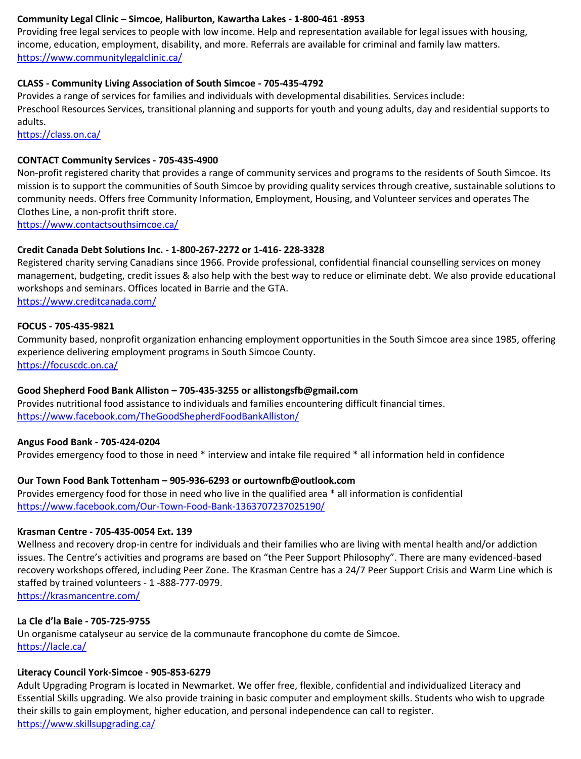**Community Legal Clinic – Simcoe, Haliburton, Kawartha Lakes - 1-800-461 -8953**
Providing free legal services to people with low income. Help and representation available for legal issues with housing, income, education, employment, disability, and more. Referrals are available for criminal and family law matters.
https://www.communitylegalclinic.ca/

**CLASS - Community Living Association of South Simcoe - 705-435-4792**
Provides a range of services for families and individuals with developmental disabilities. Services include:
Preschool Resources Services, transitional planning and supports for youth and young adults, day and residential supports to adults.
https://class.on.ca/

**CONTACT Community Services - 705-435-4900**
Non-profit registered charity that provides a range of community services and programs to the residents of South Simcoe. Its mission is to support the communities of South Simcoe by providing quality services through creative, sustainable solutions to community needs. Offers free Community Information, Employment, Housing, and Volunteer services and operates The Clothes Line, a non-profit thrift store.
https://www.contactsouthsimcoe.ca/

**Credit Canada Debt Solutions Inc. - 1-800-267-2272 or 1-416- 228-3328**
Registered charity serving Canadians since 1966. Provide professional, confidential financial counselling services on money management, budgeting, credit issues & also help with the best way to reduce or eliminate debt. We also provide educational workshops and seminars. Offices located in Barrie and the GTA.
https://www.creditcanada.com/

**FOCUS - 705-435-9821**
Community based, nonprofit organization enhancing employment opportunities in the South Simcoe area since 1985, offering experience delivering employment programs in South Simcoe County.
https://focuscdc.on.ca/

**Good Shepherd Food Bank Alliston – 705-435-3255 or allistongsfb@gmail.com**
Provides nutritional food assistance to individuals and families encountering difficult financial times.
https://www.facebook.com/TheGoodShepherdFoodBankAlliston/

**Angus Food Bank - 705-424-0204**
Provides emergency food to those in need * interview and intake file required * all information held in confidence

**Our Town Food Bank Tottenham – 905-936-6293 or ourtownfb@outlook.com**
Provides emergency food for those in need who live in the qualified area * all information is confidential
https://www.facebook.com/Our-Town-Food-Bank-1363707237025190/

**Krasman Centre - 705-435-0054 Ext. 139**
Wellness and recovery drop-in centre for individuals and their families who are living with mental health and/or addiction issues. The Centre's activities and programs are based on "the Peer Support Philosophy". There are many evidenced-based recovery workshops offered, including Peer Zone. The Krasman Centre has a 24/7 Peer Support Crisis and Warm Line which is staffed by trained volunteers - 1 -888-777-0979.
https://krasmancentre.com/

**La Cle d'la Baie - 705-725-9755**
Un organisme catalyseur au service de la communaute francophone du comte de Simcoe.
https://lacle.ca/

**Literacy Council York-Simcoe - 905-853-6279**
Adult Upgrading Program is located in Newmarket. We offer free, flexible, confidential and individualized Literacy and Essential Skills upgrading. We also provide training in basic computer and employment skills. Students who wish to upgrade their skills to gain employment, higher education, and personal independence can call to register.
https://www.skillsupgrading.ca/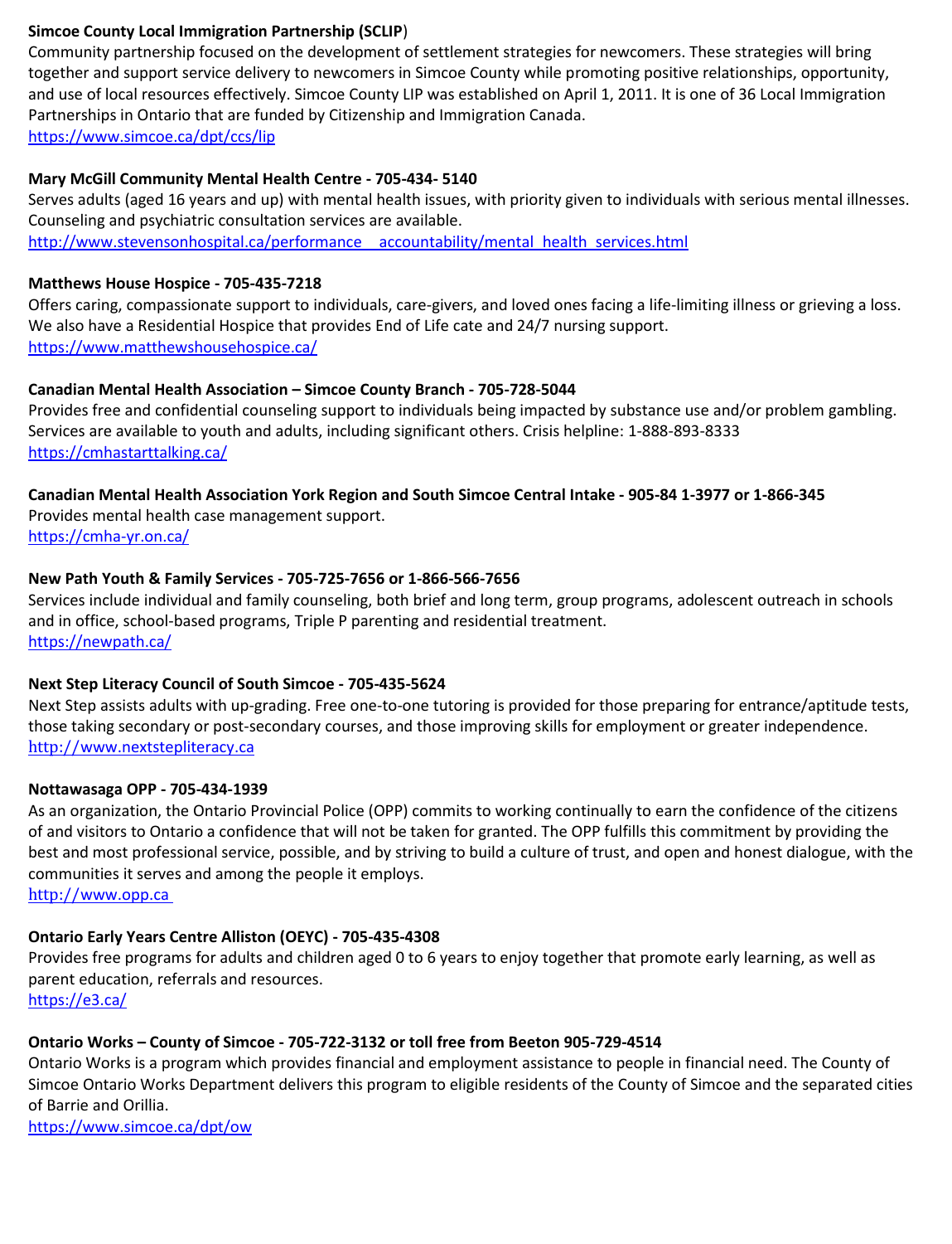**Simcoe County Local Immigration Partnership (SCLIP)**

Community partnership focused on the development of settlement strategies for newcomers. These strategies will bring together and support service delivery to newcomers in Simcoe County while promoting positive relationships, opportunity, and use of local resources effectively. Simcoe County LIP was established on April 1, 2011. It is one of 36 Local Immigration Partnerships in Ontario that are funded by Citizenship and Immigration Canada.

https://www.simcoe.ca/dpt/ccs/lip

**Mary McGill Community Mental Health Centre - 705-434- 5140**

Serves adults (aged 16 years and up) with mental health issues, with priority given to individuals with serious mental illnesses. Counseling and psychiatric consultation services are available.

http://www.stevensonhospital.ca/performance__accountability/mental_health_services.html

**Matthews House Hospice - 705-435-7218**

Offers caring, compassionate support to individuals, care-givers, and loved ones facing a life-limiting illness or grieving a loss. We also have a Residential Hospice that provides End of Life cate and 24/7 nursing support.

https://www.matthewshousehospice.ca/

**Canadian Mental Health Association – Simcoe County Branch - 705-728-5044**

Provides free and confidential counseling support to individuals being impacted by substance use and/or problem gambling. Services are available to youth and adults, including significant others. Crisis helpline: 1-888-893-8333

https://cmhastarttalking.ca/

**Canadian Mental Health Association York Region and South Simcoe Central Intake - 905-84 1-3977 or 1-866-345**

Provides mental health case management support.

https://cmha-yr.on.ca/

**New Path Youth & Family Services - 705-725-7656 or 1-866-566-7656**

Services include individual and family counseling, both brief and long term, group programs, adolescent outreach in schools and in office, school-based programs, Triple P parenting and residential treatment.

https://newpath.ca/

**Next Step Literacy Council of South Simcoe - 705-435-5624**

Next Step assists adults with up-grading. Free one-to-one tutoring is provided for those preparing for entrance/aptitude tests, those taking secondary or post-secondary courses, and those improving skills for employment or greater independence.

http://www.nextstepliteracy.ca

**Nottawasaga OPP - 705-434-1939**

As an organization, the Ontario Provincial Police (OPP) commits to working continually to earn the confidence of the citizens of and visitors to Ontario a confidence that will not be taken for granted. The OPP fulfills this commitment by providing the best and most professional service, possible, and by striving to build a culture of trust, and open and honest dialogue, with the communities it serves and among the people it employs.

http://www.opp.ca

**Ontario Early Years Centre Alliston (OEYC) - 705-435-4308**

Provides free programs for adults and children aged 0 to 6 years to enjoy together that promote early learning, as well as parent education, referrals and resources.

https://e3.ca/

**Ontario Works – County of Simcoe - 705-722-3132 or toll free from Beeton 905-729-4514**

Ontario Works is a program which provides financial and employment assistance to people in financial need. The County of Simcoe Ontario Works Department delivers this program to eligible residents of the County of Simcoe and the separated cities of Barrie and Orillia.

https://www.simcoe.ca/dpt/ow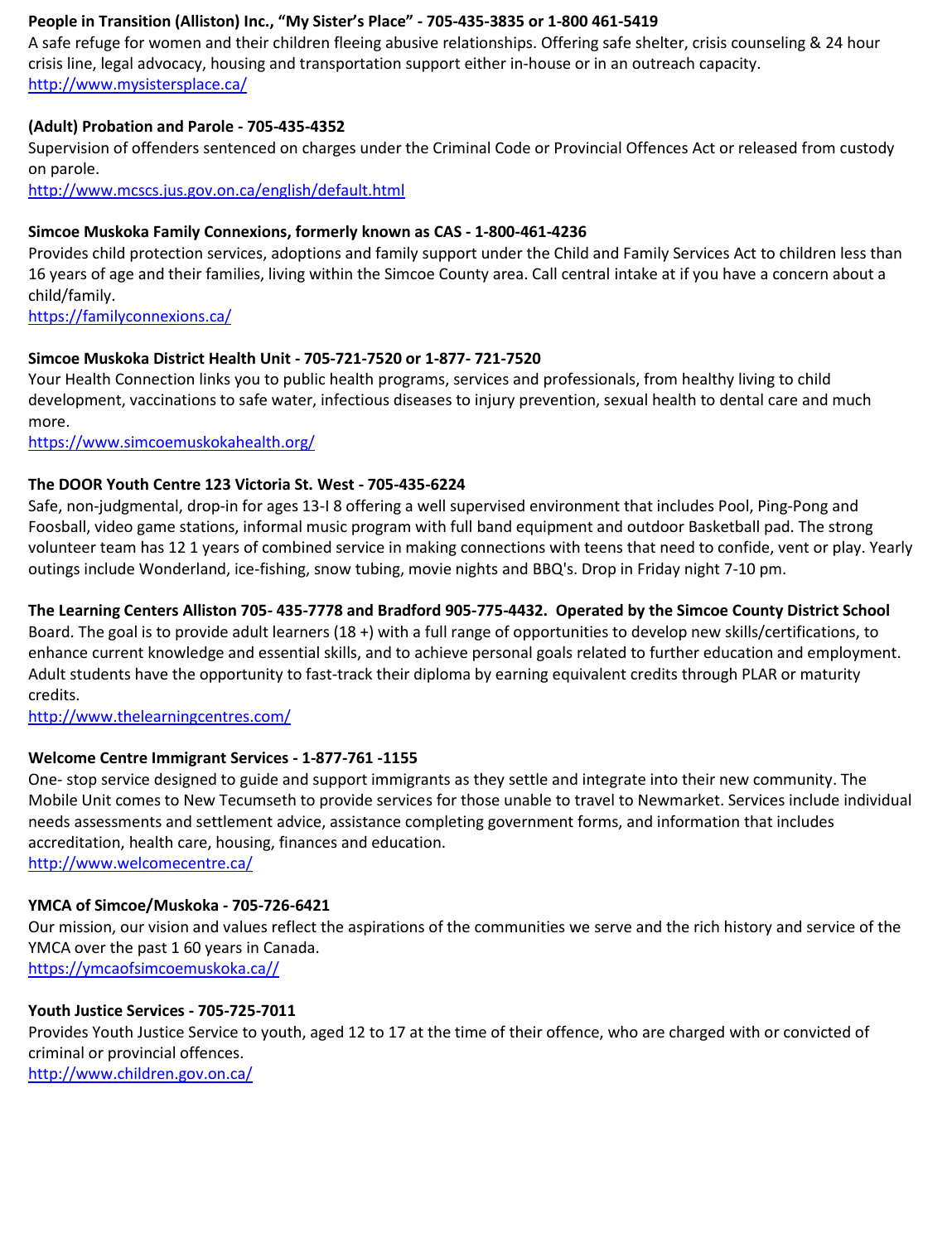**People in Transition (Alliston) Inc., "My Sister's Place" - 705-435-3835 or 1-800 461-5419**
A safe refuge for women and their children fleeing abusive relationships. Offering safe shelter, crisis counseling & 24 hour crisis line, legal advocacy, housing and transportation support either in-house or in an outreach capacity.
http://www.mysistersplace.ca/

**(Adult) Probation and Parole - 705-435-4352**
Supervision of offenders sentenced on charges under the Criminal Code or Provincial Offences Act or released from custody on parole.
http://www.mcscs.jus.gov.on.ca/english/default.html

**Simcoe Muskoka Family Connexions, formerly known as CAS - 1-800-461-4236**
Provides child protection services, adoptions and family support under the Child and Family Services Act to children less than 16 years of age and their families, living within the Simcoe County area. Call central intake at if you have a concern about a child/family.
https://familyconnexions.ca/

**Simcoe Muskoka District Health Unit - 705-721-7520 or 1-877- 721-7520**
Your Health Connection links you to public health programs, services and professionals, from healthy living to child development, vaccinations to safe water, infectious diseases to injury prevention, sexual health to dental care and much more.
https://www.simcoemuskokahealth.org/

**The DOOR Youth Centre 123 Victoria St. West - 705-435-6224**
Safe, non-judgmental, drop-in for ages 13-I 8 offering a well supervised environment that includes Pool, Ping-Pong and Foosball, video game stations, informal music program with full band equipment and outdoor Basketball pad. The strong volunteer team has 12 1 years of combined service in making connections with teens that need to confide, vent or play. Yearly outings include Wonderland, ice-fishing, snow tubing, movie nights and BBQ's. Drop in Friday night 7-10 pm.

**The Learning Centers Alliston 705- 435-7778 and Bradford 905-775-4432. Operated by the Simcoe County District School** Board. The goal is to provide adult learners (18 +) with a full range of opportunities to develop new skills/certifications, to enhance current knowledge and essential skills, and to achieve personal goals related to further education and employment. Adult students have the opportunity to fast-track their diploma by earning equivalent credits through PLAR or maturity credits.
http://www.thelearningcentres.com/

**Welcome Centre Immigrant Services - 1-877-761 -1155**
One- stop service designed to guide and support immigrants as they settle and integrate into their new community. The Mobile Unit comes to New Tecumseth to provide services for those unable to travel to Newmarket. Services include individual needs assessments and settlement advice, assistance completing government forms, and information that includes accreditation, health care, housing, finances and education.
http://www.welcomecentre.ca/

**YMCA of Simcoe/Muskoka - 705-726-6421**
Our mission, our vision and values reflect the aspirations of the communities we serve and the rich history and service of the YMCA over the past 1 60 years in Canada.
https://ymcaofsimcoemuskoka.ca//

**Youth Justice Services - 705-725-7011**
Provides Youth Justice Service to youth, aged 12 to 17 at the time of their offence, who are charged with or convicted of criminal or provincial offences.
http://www.children.gov.on.ca/